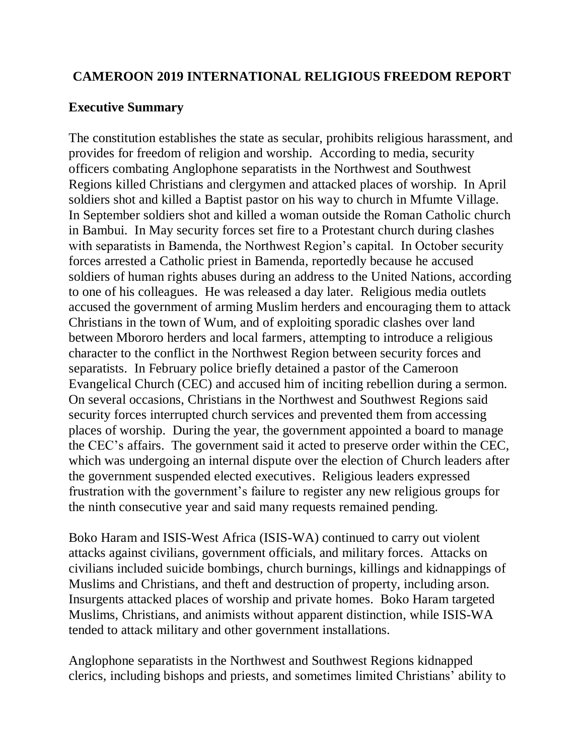# CAMEROON 2019 INTERNATIONAL RELIGIOUS FREEDOM REPORT

## Executive Summary

The constitution establishes the state as secular, prohibits religious harassment, and provides for freedom of religion and worship. According to media, security officers combating Anglophone separatists in the Northwest and Southwest Regions killed Christians and clergymen and attacked places of worship. In April soldiers shot and killed a Baptist pastor on his way to church in Mfumte Village. In September soldiers shot and killed a woman outside the Roman Catholic church in Bambui. In May security forces set fire to a Protestant church during clashes with separatists in Bamenda, the Northwest Region's capital. In October security forces arrested a Catholic priest in Bamenda, reportedly because he accused soldiers of human rights abuses during an address to the United Nations, according to one of his colleagues. He was released a day later. Religious media outlets accused the government of arming Muslim herders and encouraging them to attack Christians in the town of Wum, and of exploiting sporadic clashes over land between Mbororo herders and local farmers, attempting to introduce a religious character to the conflict in the Northwest Region between security forces and separatists. In February police briefly detained a pastor of the Cameroon Evangelical Church (CEC) and accused him of inciting rebellion during a sermon. On several occasions, Christians in the Northwest and Southwest Regions said security forces interrupted church services and prevented them from accessing places of worship. During the year, the government appointed a board to manage the CEC's affairs. The government said it acted to preserve order within the CEC, which was undergoing an internal dispute over the election of Church leaders after the government suspended elected executives. Religious leaders expressed frustration with the government's failure to register any new religious groups for the ninth consecutive year and said many requests remained pending.

Boko Haram and ISIS-West Africa (ISIS-WA) continued to carry out violent attacks against civilians, government officials, and military forces. Attacks on civilians included suicide bombings, church burnings, killings and kidnappings of Muslims and Christians, and theft and destruction of property, including arson. Insurgents attacked places of worship and private homes. Boko Haram targeted Muslims, Christians, and animists without apparent distinction, while ISIS-WA tended to attack military and other government installations.

Anglophone separatists in the Northwest and Southwest Regions kidnapped clerics, including bishops and priests, and sometimes limited Christians' ability to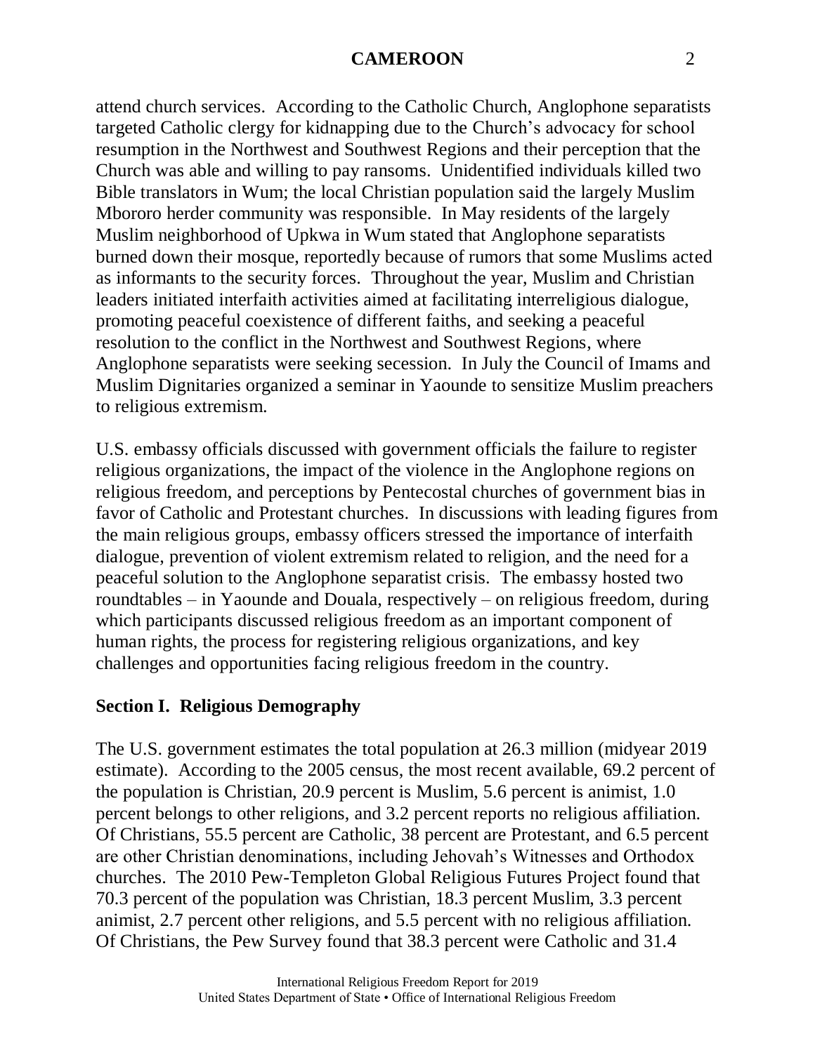attend church services. According to the Catholic Church, Anglophone separatists targeted Catholic clergy for kidnapping due to the Church's advocacy for school resumption in the Northwest and Southwest Regions and their perception that the Church was able and willing to pay ransoms. Unidentified individuals killed two Bible translators in Wum; the local Christian population said the largely Muslim Mbororo herder community was responsible. In May residents of the largely Muslim neighborhood of Upkwa in Wum stated that Anglophone separatists burned down their mosque, reportedly because of rumors that some Muslims acted as informants to the security forces. Throughout the year, Muslim and Christian leaders initiated interfaith activities aimed at facilitating interreligious dialogue, promoting peaceful coexistence of different faiths, and seeking a peaceful resolution to the conflict in the Northwest and Southwest Regions, where Anglophone separatists were seeking secession. In July the Council of Imams and Muslim Dignitaries organized a seminar in Yaounde to sensitize Muslim preachers to religious extremism.

U.S. embassy officials discussed with government officials the failure to register religious organizations, the impact of the violence in the Anglophone regions on religious freedom, and perceptions by Pentecostal churches of government bias in favor of Catholic and Protestant churches. In discussions with leading figures from the main religious groups, embassy officers stressed the importance of interfaith dialogue, prevention of violent extremism related to religion, and the need for a peaceful solution to the Anglophone separatist crisis. The embassy hosted two roundtables – in Yaounde and Douala, respectively – on religious freedom, during which participants discussed religious freedom as an important component of human rights, the process for registering religious organizations, and key challenges and opportunities facing religious freedom in the country.

## Section I. Religious Demography

The U.S. government estimates the total population at 26.3 million (midyear 2019 estimate). According to the 2005 census, the most recent available, 69.2 percent of the population is Christian, 20.9 percent is Muslim, 5.6 percent is animist, 1.0 percent belongs to other religions, and 3.2 percent reports no religious affiliation. Of Christians, 55.5 percent are Catholic, 38 percent are Protestant, and 6.5 percent are other Christian denominations, including Jehovah's Witnesses and Orthodox churches. The 2010 Pew-Templeton Global Religious Futures Project found that 70.3 percent of the population was Christian, 18.3 percent Muslim, 3.3 percent animist, 2.7 percent other religions, and 5.5 percent with no religious affiliation. Of Christians, the Pew Survey found that 38.3 percent were Catholic and 31.4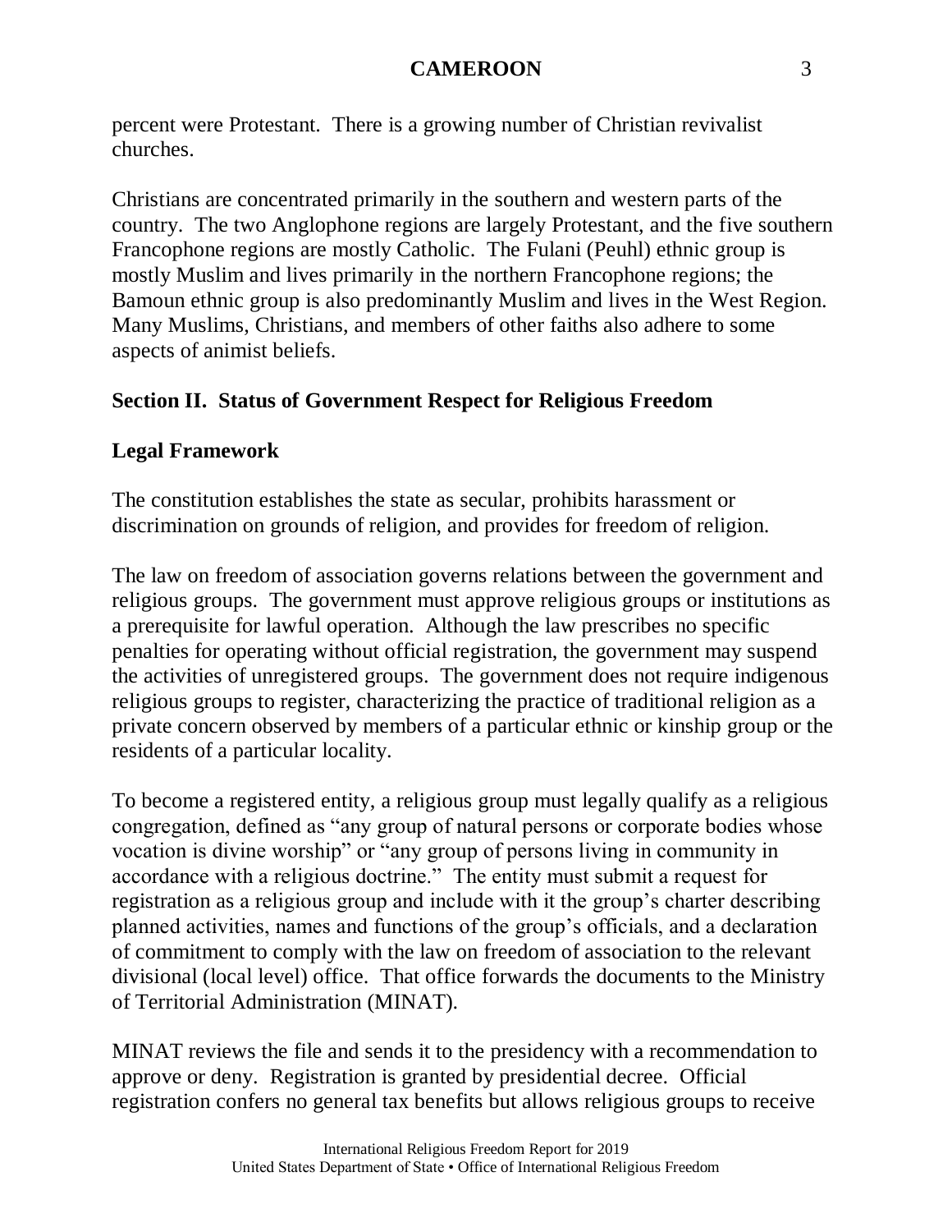percent were Protestant. There is a growing number of Christian revivalist churches.

Christians are concentrated primarily in the southern and western parts of the country. The two Anglophone regions are largely Protestant, and the five southern Francophone regions are mostly Catholic. The Fulani (Peuhl) ethnic group is mostly Muslim and lives primarily in the northern Francophone regions; the Bamoun ethnic group is also predominantly Muslim and lives in the West Region. Many Muslims, Christians, and members of other faiths also adhere to some aspects of animist beliefs.

## Section II. Status of Government Respect for Religious Freedom

### Legal Framework

The constitution establishes the state as secular, prohibits harassment or discrimination on grounds of religion, and provides for freedom of religion.

The law on freedom of association governs relations between the government and religious groups. The government must approve religious groups or institutions as a prerequisite for lawful operation. Although the law prescribes no specific penalties for operating without official registration, the government may suspend the activities of unregistered groups. The government does not require indigenous religious groups to register, characterizing the practice of traditional religion as a private concern observed by members of a particular ethnic or kinship group or the residents of a particular locality.

To become a registered entity, a religious group must legally qualify as a religious congregation, defined as "any group of natural persons or corporate bodies whose vocation is divine worship" or "any group of persons living in community in accordance with a religious doctrine." The entity must submit a request for registration as a religious group and include with it the group's charter describing planned activities, names and functions of the group's officials, and a declaration of commitment to comply with the law on freedom of association to the relevant divisional (local level) office. That office forwards the documents to the Ministry of Territorial Administration (MINAT).

MINAT reviews the file and sends it to the presidency with a recommendation to approve or deny. Registration is granted by presidential decree. Official registration confers no general tax benefits but allows religious groups to receive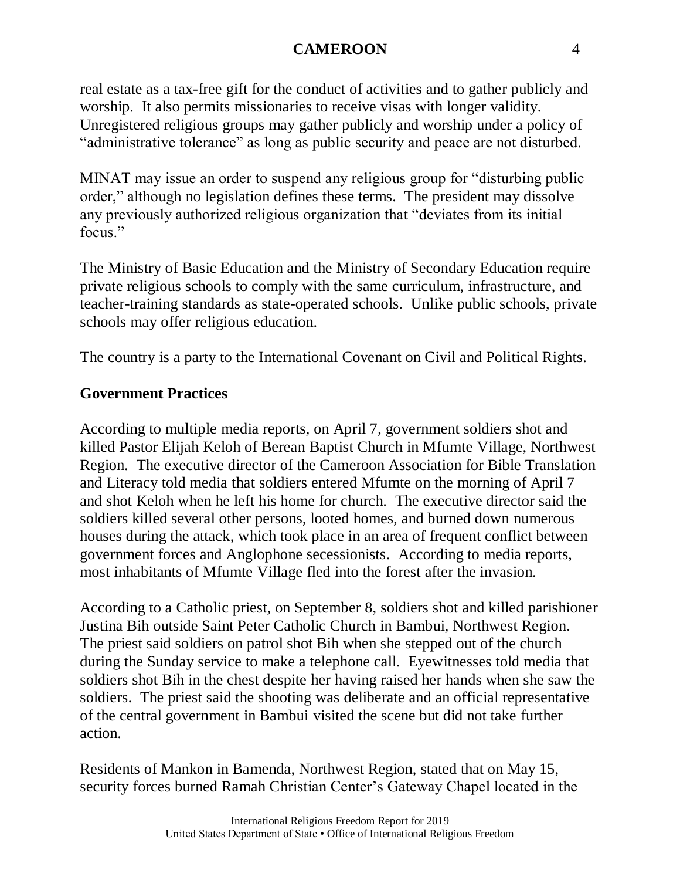real estate as a tax-free gift for the conduct of activities and to gather publicly and worship. It also permits missionaries to receive visas with longer validity. Unregistered religious groups may gather publicly and worship under a policy of "administrative tolerance" as long as public security and peace are not disturbed.

MINAT may issue an order to suspend any religious group for "disturbing public order," although no legislation defines these terms. The president may dissolve any previously authorized religious organization that "deviates from its initial focus."

The Ministry of Basic Education and the Ministry of Secondary Education require private religious schools to comply with the same curriculum, infrastructure, and teacher-training standards as state-operated schools. Unlike public schools, private schools may offer religious education.

The country is a party to the International Covenant on Civil and Political Rights.

## Government Practices

According to multiple media reports, on April 7, government soldiers shot and killed Pastor Elijah Keloh of Berean Baptist Church in Mfumte Village, Northwest Region. The executive director of the Cameroon Association for Bible Translation and Literacy told media that soldiers entered Mfumte on the morning of April 7 and shot Keloh when he left his home for church. The executive director said the soldiers killed several other persons, looted homes, and burned down numerous houses during the attack, which took place in an area of frequent conflict between government forces and Anglophone secessionists. According to media reports, most inhabitants of Mfumte Village fled into the forest after the invasion.

According to a Catholic priest, on September 8, soldiers shot and killed parishioner Justina Bih outside Saint Peter Catholic Church in Bambui, Northwest Region. The priest said soldiers on patrol shot Bih when she stepped out of the church during the Sunday service to make a telephone call. Eyewitnesses told media that soldiers shot Bih in the chest despite her having raised her hands when she saw the soldiers. The priest said the shooting was deliberate and an official representative of the central government in Bambui visited the scene but did not take further action.

Residents of Mankon in Bamenda, Northwest Region, stated that on May 15, security forces burned Ramah Christian Center's Gateway Chapel located in the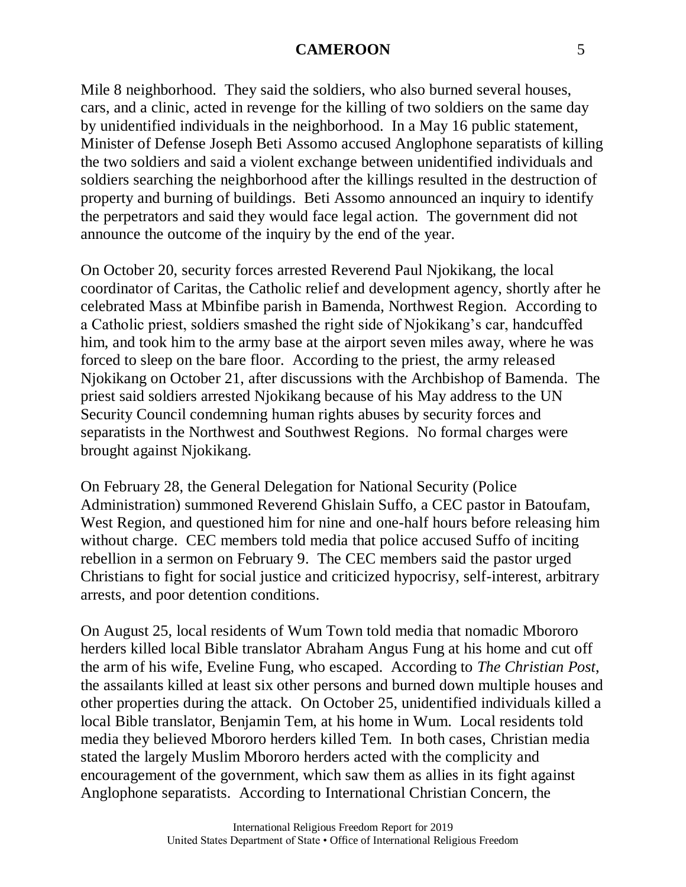Mile 8 neighborhood. They said the soldiers, who also burned several houses, cars, and a clinic, acted in revenge for the killing of two soldiers on the same day by unidentified individuals in the neighborhood. In a May 16 public statement, Minister of Defense Joseph Beti Assomo accused Anglophone separatists of killing the two soldiers and said a violent exchange between unidentified individuals and soldiers searching the neighborhood after the killings resulted in the destruction of property and burning of buildings. Beti Assomo announced an inquiry to identify the perpetrators and said they would face legal action. The government did not announce the outcome of the inquiry by the end of the year.

On October 20, security forces arrested Reverend Paul Njokikang, the local coordinator of Caritas, the Catholic relief and development agency, shortly after he celebrated Mass at Mbinfibe parish in Bamenda, Northwest Region. According to a Catholic priest, soldiers smashed the right side of Njokikang's car, handcuffed him, and took him to the army base at the airport seven miles away, where he was forced to sleep on the bare floor. According to the priest, the army released Njokikang on October 21, after discussions with the Archbishop of Bamenda. The priest said soldiers arrested Njokikang because of his May address to the UN Security Council condemning human rights abuses by security forces and separatists in the Northwest and Southwest Regions. No formal charges were brought against Njokikang.

On February 28, the General Delegation for National Security (Police Administration) summoned Reverend Ghislain Suffo, a CEC pastor in Batoufam, West Region, and questioned him for nine and one-half hours before releasing him without charge. CEC members told media that police accused Suffo of inciting rebellion in a sermon on February 9. The CEC members said the pastor urged Christians to fight for social justice and criticized hypocrisy, self-interest, arbitrary arrests, and poor detention conditions.

On August 25, local residents of Wum Town told media that nomadic Mbororo herders killed local Bible translator Abraham Angus Fung at his home and cut off the arm of his wife, Eveline Fung, who escaped. According to *The Christian Post*, the assailants killed at least six other persons and burned down multiple houses and other properties during the attack. On October 25, unidentified individuals killed a local Bible translator, Benjamin Tem, at his home in Wum. Local residents told media they believed Mbororo herders killed Tem. In both cases, Christian media stated the largely Muslim Mbororo herders acted with the complicity and encouragement of the government, which saw them as allies in its fight against Anglophone separatists. According to International Christian Concern, the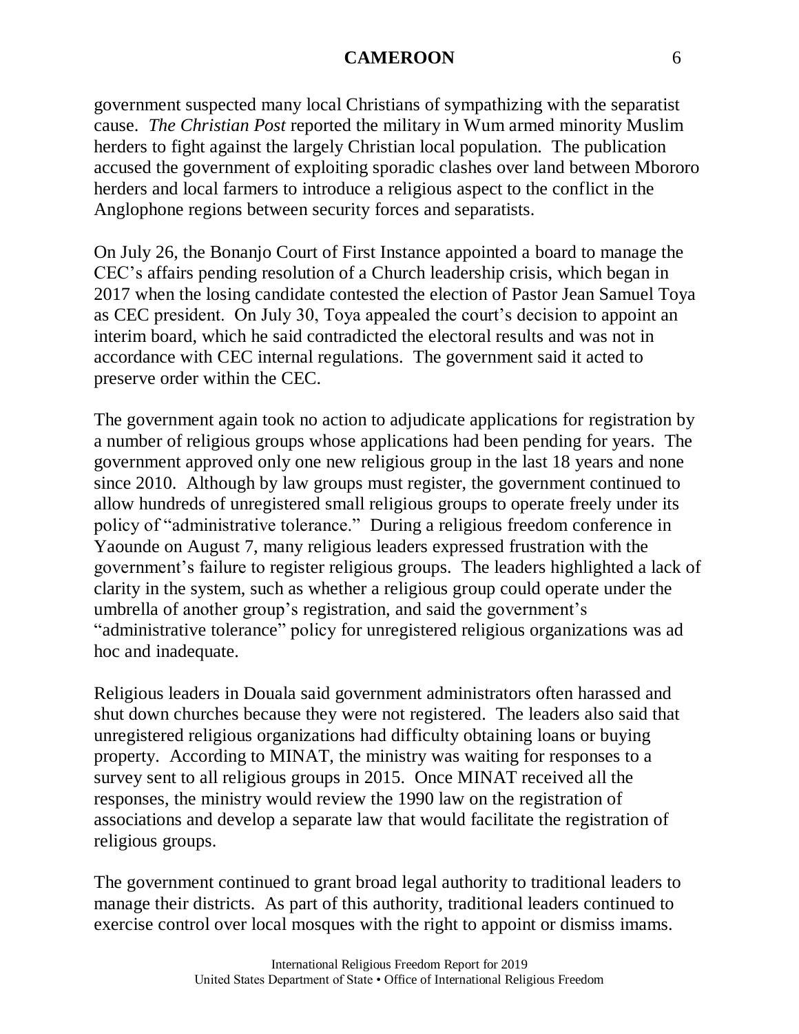government suspected many local Christians of sympathizing with the separatist cause. *The Christian Post* reported the military in Wum armed minority Muslim herders to fight against the largely Christian local population. The publication accused the government of exploiting sporadic clashes over land between Mbororo herders and local farmers to introduce a religious aspect to the conflict in the Anglophone regions between security forces and separatists.

On July 26, the Bonanjo Court of First Instance appointed a board to manage the CEC's affairs pending resolution of a Church leadership crisis, which began in 2017 when the losing candidate contested the election of Pastor Jean Samuel Toya as CEC president. On July 30, Toya appealed the court's decision to appoint an interim board, which he said contradicted the electoral results and was not in accordance with CEC internal regulations. The government said it acted to preserve order within the CEC.

The government again took no action to adjudicate applications for registration by a number of religious groups whose applications had been pending for years. The government approved only one new religious group in the last 18 years and none since 2010. Although by law groups must register, the government continued to allow hundreds of unregistered small religious groups to operate freely under its policy of "administrative tolerance." During a religious freedom conference in Yaounde on August 7, many religious leaders expressed frustration with the government's failure to register religious groups. The leaders highlighted a lack of clarity in the system, such as whether a religious group could operate under the umbrella of another group's registration, and said the government's "administrative tolerance" policy for unregistered religious organizations was ad hoc and inadequate.

Religious leaders in Douala said government administrators often harassed and shut down churches because they were not registered. The leaders also said that unregistered religious organizations had difficulty obtaining loans or buying property. According to MINAT, the ministry was waiting for responses to a survey sent to all religious groups in 2015. Once MINAT received all the responses, the ministry would review the 1990 law on the registration of associations and develop a separate law that would facilitate the registration of religious groups.

The government continued to grant broad legal authority to traditional leaders to manage their districts. As part of this authority, traditional leaders continued to exercise control over local mosques with the right to appoint or dismiss imams.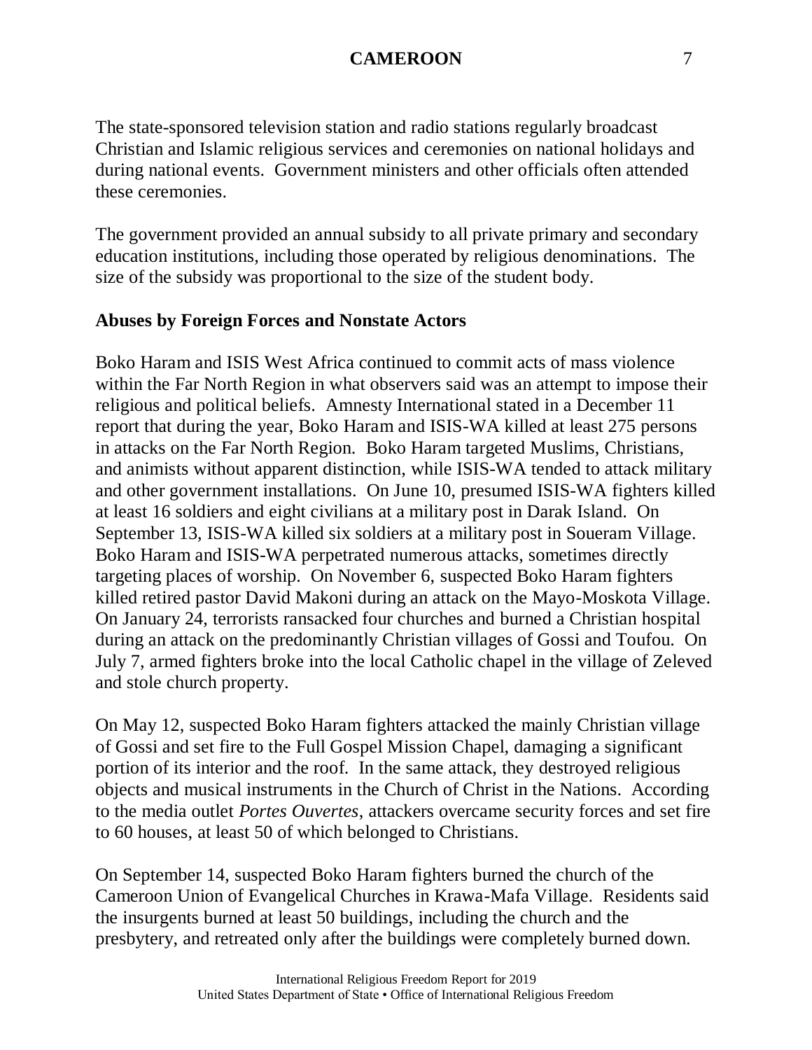The state-sponsored television station and radio stations regularly broadcast Christian and Islamic religious services and ceremonies on national holidays and during national events. Government ministers and other officials often attended these ceremonies.

The government provided an annual subsidy to all private primary and secondary education institutions, including those operated by religious denominations. The size of the subsidy was proportional to the size of the student body.

**Abuses by Foreign Forces and Nonstate Actors**

Boko Haram and ISIS West Africa continued to commit acts of mass violence within the Far North Region in what observers said was an attempt to impose their religious and political beliefs. Amnesty International stated in a December 11 report that during the year, Boko Haram and ISIS-WA killed at least 275 persons in attacks on the Far North Region. Boko Haram targeted Muslims, Christians, and animists without apparent distinction, while ISIS-WA tended to attack military and other government installations. On June 10, presumed ISIS-WA fighters killed at least 16 soldiers and eight civilians at a military post in Darak Island. On September 13, ISIS-WA killed six soldiers at a military post in Soueram Village. Boko Haram and ISIS-WA perpetrated numerous attacks, sometimes directly targeting places of worship. On November 6, suspected Boko Haram fighters killed retired pastor David Makoni during an attack on the Mayo-Moskota Village. On January 24, terrorists ransacked four churches and burned a Christian hospital during an attack on the predominantly Christian villages of Gossi and Toufou. On July 7, armed fighters broke into the local Catholic chapel in the village of Zeleved and stole church property.

On May 12, suspected Boko Haram fighters attacked the mainly Christian village of Gossi and set fire to the Full Gospel Mission Chapel, damaging a significant portion of its interior and the roof. In the same attack, they destroyed religious objects and musical instruments in the Church of Christ in the Nations. According to the media outlet *Portes Ouvertes*, attackers overcame security forces and set fire to 60 houses, at least 50 of which belonged to Christians.

On September 14, suspected Boko Haram fighters burned the church of the Cameroon Union of Evangelical Churches in Krawa-Mafa Village. Residents said the insurgents burned at least 50 buildings, including the church and the presbytery, and retreated only after the buildings were completely burned down.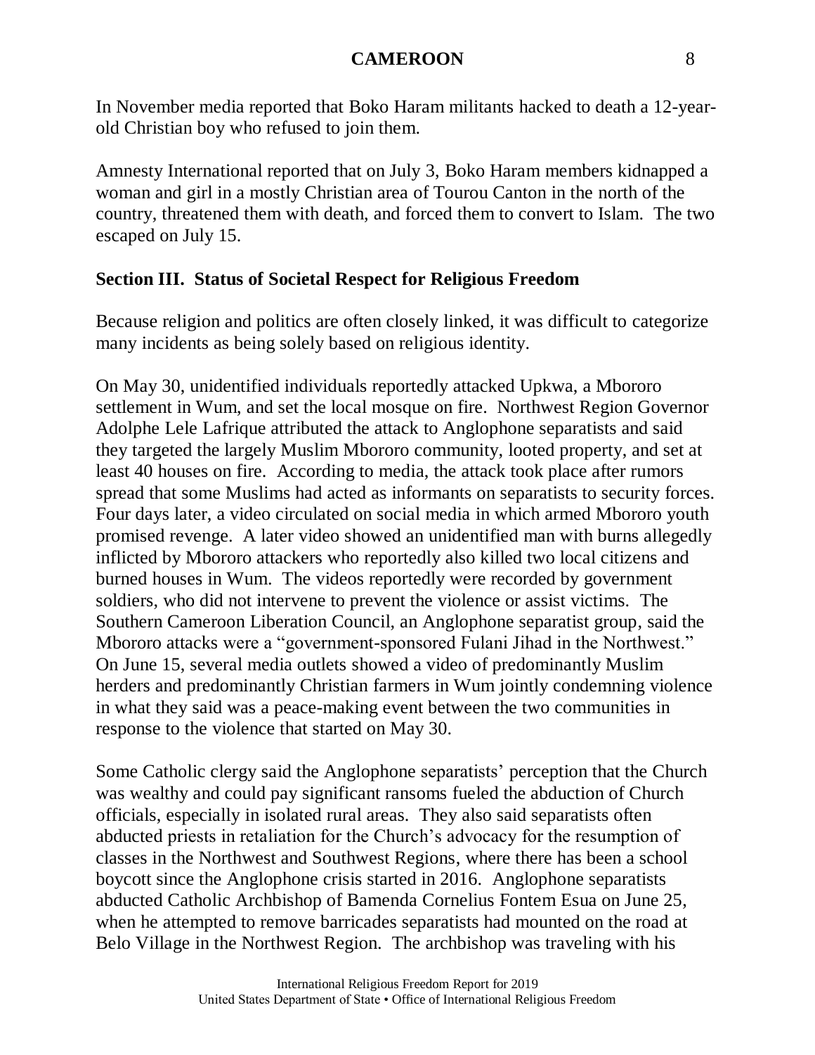In November media reported that Boko Haram militants hacked to death a 12-year-old Christian boy who refused to join them.

Amnesty International reported that on July 3, Boko Haram members kidnapped a woman and girl in a mostly Christian area of Tourou Canton in the north of the country, threatened them with death, and forced them to convert to Islam. The two escaped on July 15.

## Section III. Status of Societal Respect for Religious Freedom

Because religion and politics are often closely linked, it was difficult to categorize many incidents as being solely based on religious identity.

On May 30, unidentified individuals reportedly attacked Upkwa, a Mbororo settlement in Wum, and set the local mosque on fire. Northwest Region Governor Adolphe Lele Lafrique attributed the attack to Anglophone separatists and said they targeted the largely Muslim Mbororo community, looted property, and set at least 40 houses on fire. According to media, the attack took place after rumors spread that some Muslims had acted as informants on separatists to security forces. Four days later, a video circulated on social media in which armed Mbororo youth promised revenge. A later video showed an unidentified man with burns allegedly inflicted by Mbororo attackers who reportedly also killed two local citizens and burned houses in Wum. The videos reportedly were recorded by government soldiers, who did not intervene to prevent the violence or assist victims. The Southern Cameroon Liberation Council, an Anglophone separatist group, said the Mbororo attacks were a "government-sponsored Fulani Jihad in the Northwest." On June 15, several media outlets showed a video of predominantly Muslim herders and predominantly Christian farmers in Wum jointly condemning violence in what they said was a peace-making event between the two communities in response to the violence that started on May 30.

Some Catholic clergy said the Anglophone separatists' perception that the Church was wealthy and could pay significant ransoms fueled the abduction of Church officials, especially in isolated rural areas. They also said separatists often abducted priests in retaliation for the Church's advocacy for the resumption of classes in the Northwest and Southwest Regions, where there has been a school boycott since the Anglophone crisis started in 2016. Anglophone separatists abducted Catholic Archbishop of Bamenda Cornelius Fontem Esua on June 25, when he attempted to remove barricades separatists had mounted on the road at Belo Village in the Northwest Region. The archbishop was traveling with his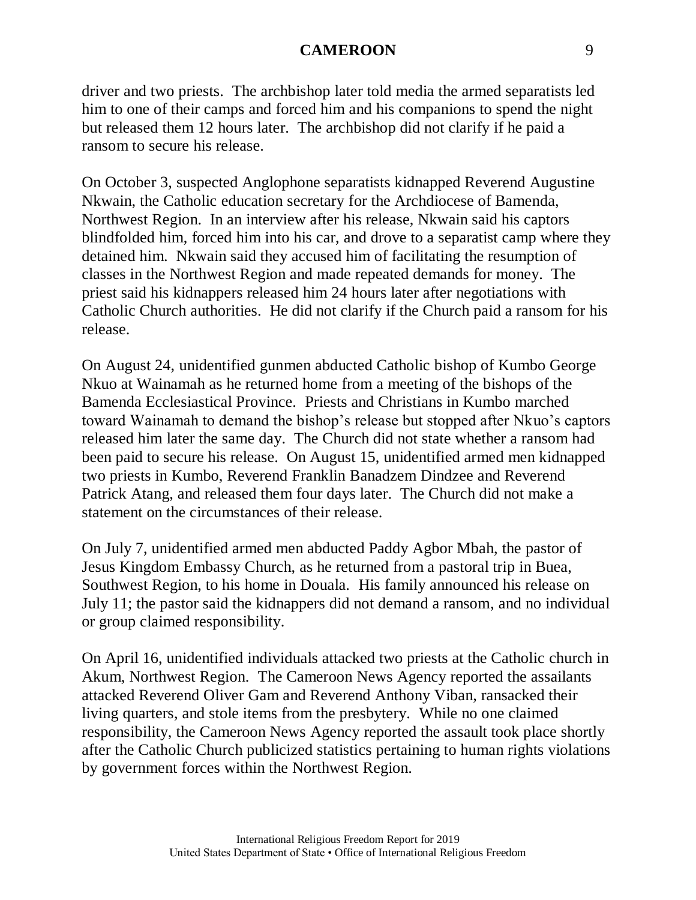driver and two priests. The archbishop later told media the armed separatists led him to one of their camps and forced him and his companions to spend the night but released them 12 hours later. The archbishop did not clarify if he paid a ransom to secure his release.

On October 3, suspected Anglophone separatists kidnapped Reverend Augustine Nkwain, the Catholic education secretary for the Archdiocese of Bamenda, Northwest Region. In an interview after his release, Nkwain said his captors blindfolded him, forced him into his car, and drove to a separatist camp where they detained him. Nkwain said they accused him of facilitating the resumption of classes in the Northwest Region and made repeated demands for money. The priest said his kidnappers released him 24 hours later after negotiations with Catholic Church authorities. He did not clarify if the Church paid a ransom for his release.

On August 24, unidentified gunmen abducted Catholic bishop of Kumbo George Nkuo at Wainamah as he returned home from a meeting of the bishops of the Bamenda Ecclesiastical Province. Priests and Christians in Kumbo marched toward Wainamah to demand the bishop's release but stopped after Nkuo's captors released him later the same day. The Church did not state whether a ransom had been paid to secure his release. On August 15, unidentified armed men kidnapped two priests in Kumbo, Reverend Franklin Banadzem Dindzee and Reverend Patrick Atang, and released them four days later. The Church did not make a statement on the circumstances of their release.

On July 7, unidentified armed men abducted Paddy Agbor Mbah, the pastor of Jesus Kingdom Embassy Church, as he returned from a pastoral trip in Buea, Southwest Region, to his home in Douala. His family announced his release on July 11; the pastor said the kidnappers did not demand a ransom, and no individual or group claimed responsibility.

On April 16, unidentified individuals attacked two priests at the Catholic church in Akum, Northwest Region. The Cameroon News Agency reported the assailants attacked Reverend Oliver Gam and Reverend Anthony Viban, ransacked their living quarters, and stole items from the presbytery. While no one claimed responsibility, the Cameroon News Agency reported the assault took place shortly after the Catholic Church publicized statistics pertaining to human rights violations by government forces within the Northwest Region.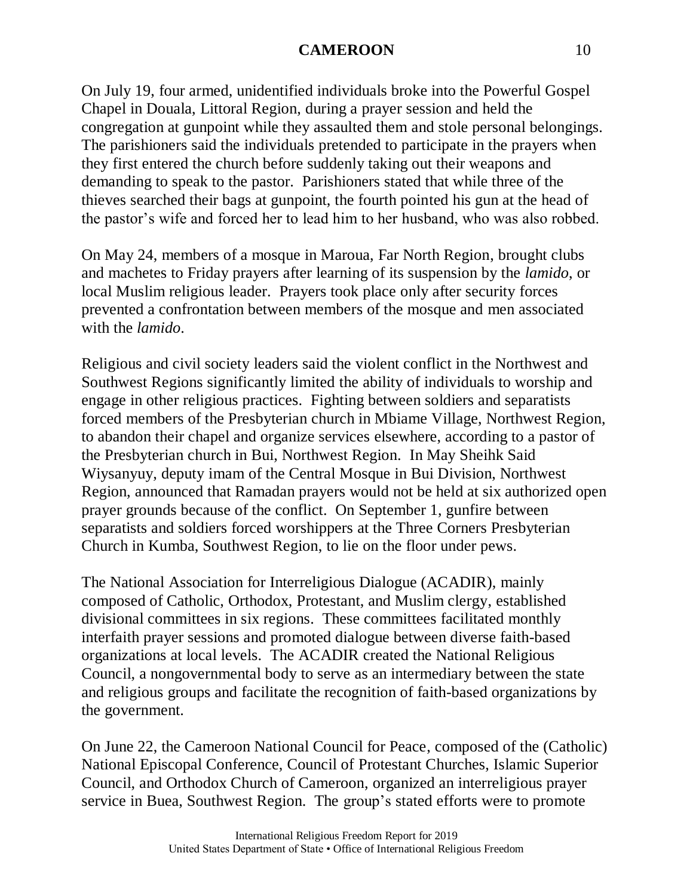On July 19, four armed, unidentified individuals broke into the Powerful Gospel Chapel in Douala, Littoral Region, during a prayer session and held the congregation at gunpoint while they assaulted them and stole personal belongings. The parishioners said the individuals pretended to participate in the prayers when they first entered the church before suddenly taking out their weapons and demanding to speak to the pastor. Parishioners stated that while three of the thieves searched their bags at gunpoint, the fourth pointed his gun at the head of the pastor's wife and forced her to lead him to her husband, who was also robbed.

On May 24, members of a mosque in Maroua, Far North Region, brought clubs and machetes to Friday prayers after learning of its suspension by the *lamido*, or local Muslim religious leader. Prayers took place only after security forces prevented a confrontation between members of the mosque and men associated with the *lamido*.

Religious and civil society leaders said the violent conflict in the Northwest and Southwest Regions significantly limited the ability of individuals to worship and engage in other religious practices. Fighting between soldiers and separatists forced members of the Presbyterian church in Mbiame Village, Northwest Region, to abandon their chapel and organize services elsewhere, according to a pastor of the Presbyterian church in Bui, Northwest Region. In May Sheihk Said Wiysanyuy, deputy imam of the Central Mosque in Bui Division, Northwest Region, announced that Ramadan prayers would not be held at six authorized open prayer grounds because of the conflict. On September 1, gunfire between separatists and soldiers forced worshippers at the Three Corners Presbyterian Church in Kumba, Southwest Region, to lie on the floor under pews.

The National Association for Interreligious Dialogue (ACADIR), mainly composed of Catholic, Orthodox, Protestant, and Muslim clergy, established divisional committees in six regions. These committees facilitated monthly interfaith prayer sessions and promoted dialogue between diverse faith-based organizations at local levels. The ACADIR created the National Religious Council, a nongovernmental body to serve as an intermediary between the state and religious groups and facilitate the recognition of faith-based organizations by the government.

On June 22, the Cameroon National Council for Peace, composed of the (Catholic) National Episcopal Conference, Council of Protestant Churches, Islamic Superior Council, and Orthodox Church of Cameroon, organized an interreligious prayer service in Buea, Southwest Region. The group's stated efforts were to promote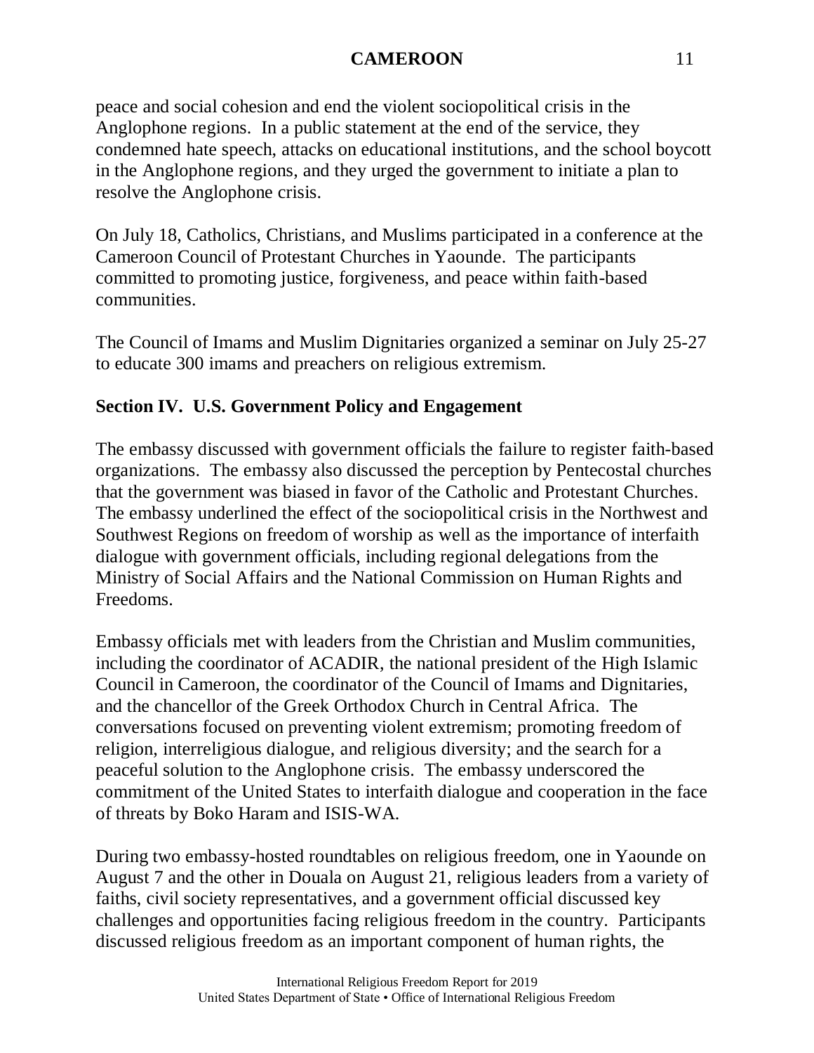peace and social cohesion and end the violent sociopolitical crisis in the Anglophone regions. In a public statement at the end of the service, they condemned hate speech, attacks on educational institutions, and the school boycott in the Anglophone regions, and they urged the government to initiate a plan to resolve the Anglophone crisis.

On July 18, Catholics, Christians, and Muslims participated in a conference at the Cameroon Council of Protestant Churches in Yaounde. The participants committed to promoting justice, forgiveness, and peace within faith-based communities.

The Council of Imams and Muslim Dignitaries organized a seminar on July 25-27 to educate 300 imams and preachers on religious extremism.

## Section IV. U.S. Government Policy and Engagement

The embassy discussed with government officials the failure to register faith-based organizations. The embassy also discussed the perception by Pentecostal churches that the government was biased in favor of the Catholic and Protestant Churches. The embassy underlined the effect of the sociopolitical crisis in the Northwest and Southwest Regions on freedom of worship as well as the importance of interfaith dialogue with government officials, including regional delegations from the Ministry of Social Affairs and the National Commission on Human Rights and Freedoms.

Embassy officials met with leaders from the Christian and Muslim communities, including the coordinator of ACADIR, the national president of the High Islamic Council in Cameroon, the coordinator of the Council of Imams and Dignitaries, and the chancellor of the Greek Orthodox Church in Central Africa. The conversations focused on preventing violent extremism; promoting freedom of religion, interreligious dialogue, and religious diversity; and the search for a peaceful solution to the Anglophone crisis. The embassy underscored the commitment of the United States to interfaith dialogue and cooperation in the face of threats by Boko Haram and ISIS-WA.

During two embassy-hosted roundtables on religious freedom, one in Yaounde on August 7 and the other in Douala on August 21, religious leaders from a variety of faiths, civil society representatives, and a government official discussed key challenges and opportunities facing religious freedom in the country. Participants discussed religious freedom as an important component of human rights, the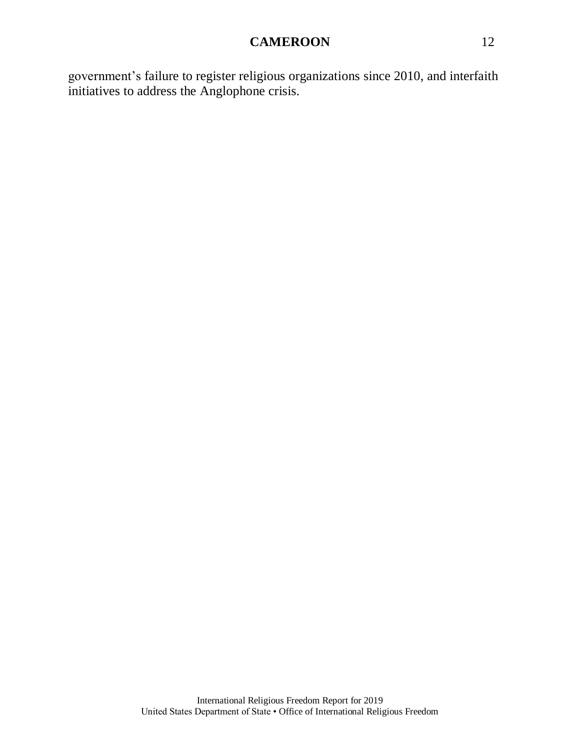government's failure to register religious organizations since 2010, and interfaith initiatives to address the Anglophone crisis.